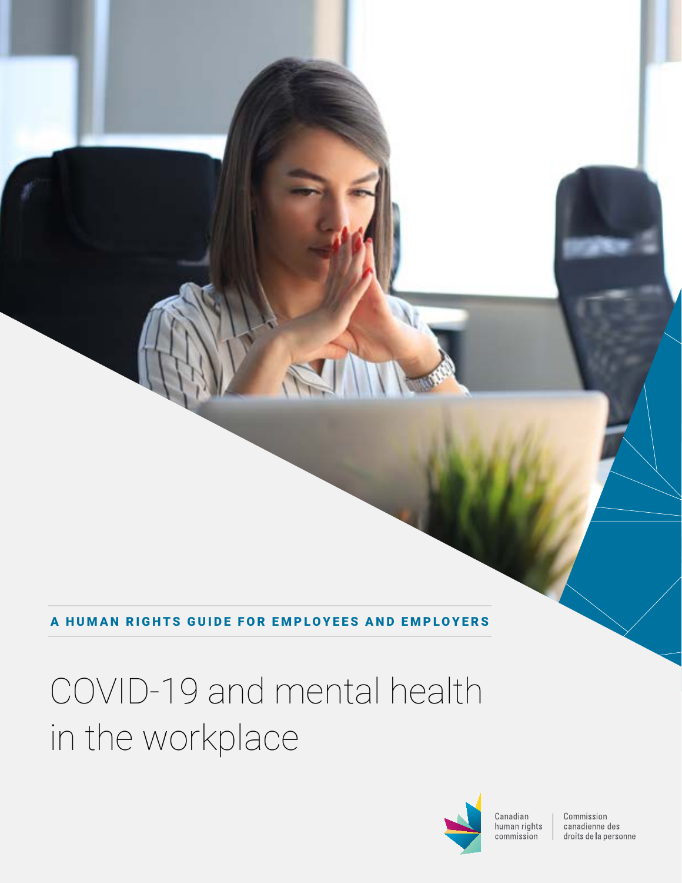A HUMAN RIGHTS GUIDE FOR EMPLOYEES AND EMPLOYERS

# COVID-19 and mental health in the workplace

Canadian human rights commission | Commission canadienne des droits de la personne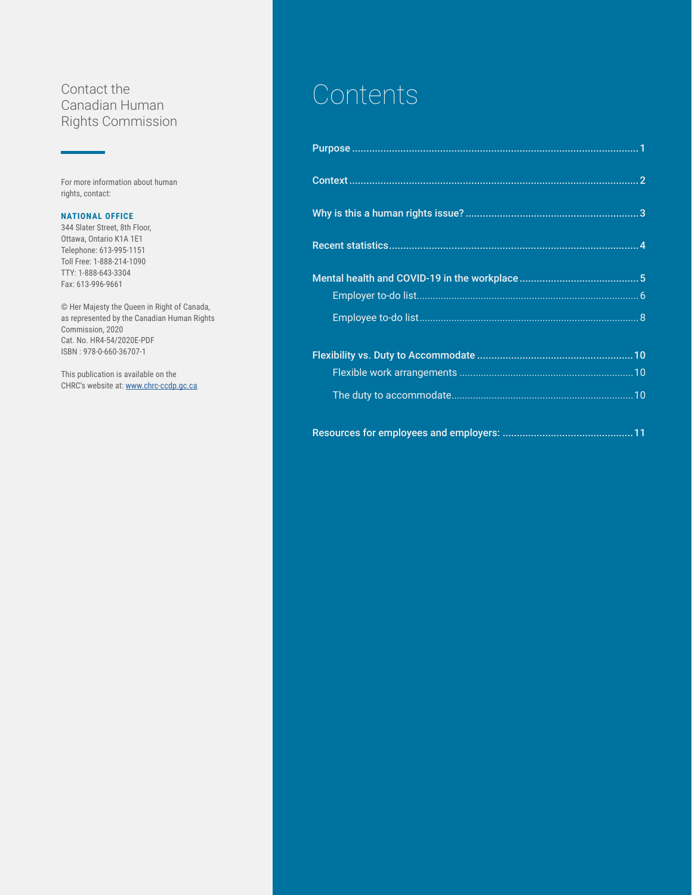## Contact the Canadian Human Rights Commission

For more information about human rights, contact:

**NATIONAL OFFICE**
344 Slater Street, 8th Floor,
Ottawa, Ontario K1A 1E1
Telephone: 613-995-1151
Toll Free: 1-888-214-1090
TTY: 1-888-643-3304
Fax: 613-996-9661

© Her Majesty the Queen in Right of Canada, as represented by the Canadian Human Rights Commission, 2020
Cat. No. HR4-54/2020E-PDF
ISBN : 978-0-660-36707-1

This publication is available on the CHRC's website at: [www.chrc-ccdp.gc.ca](http://www.chrc-ccdp.gc.ca)

# Contents

**Purpose** ..... 1

**Context** ..... 2

**Why is this a human rights issue?** ..... 3

**Recent statistics** ..... 4

**Mental health and COVID-19 in the workplace** ..... 5

- Employer to-do list ..... 6
- Employee to-do list ..... 8

**Flexibility vs. Duty to Accommodate** ..... 10

- Flexible work arrangements ..... 10
- The duty to accommodate ..... 10

**Resources for employees and employers:** ..... 11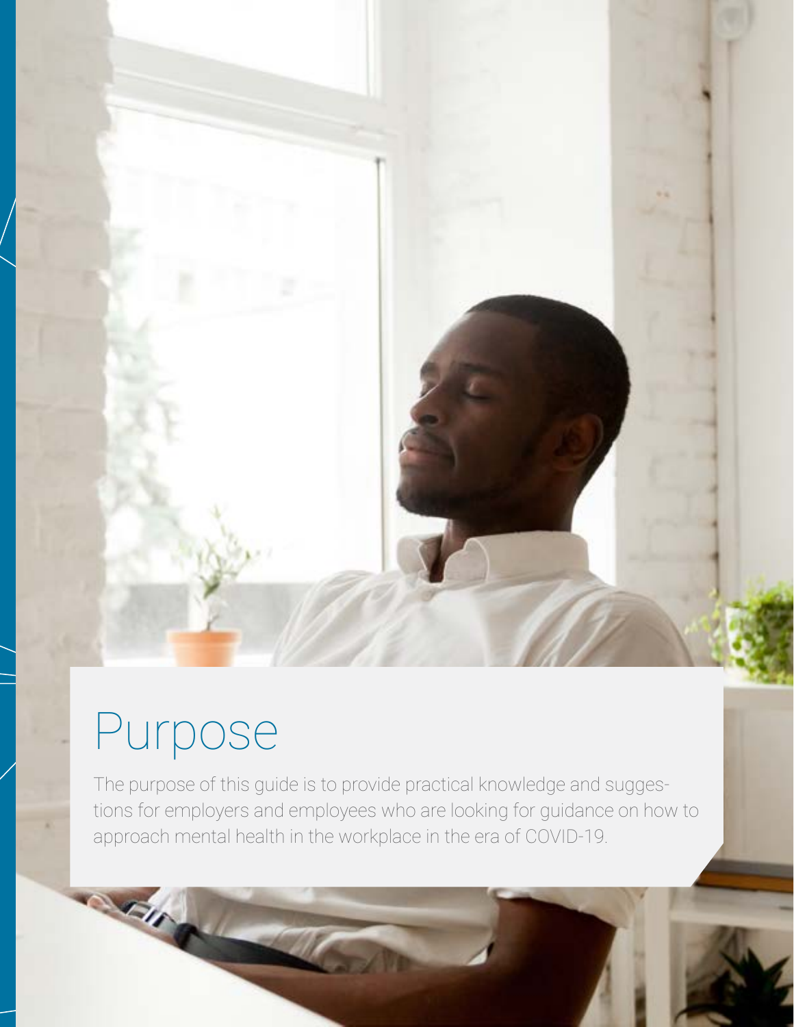# Purpose

The purpose of this guide is to provide practical knowledge and suggestions for employers and employees who are looking for guidance on how to approach mental health in the workplace in the era of COVID-19.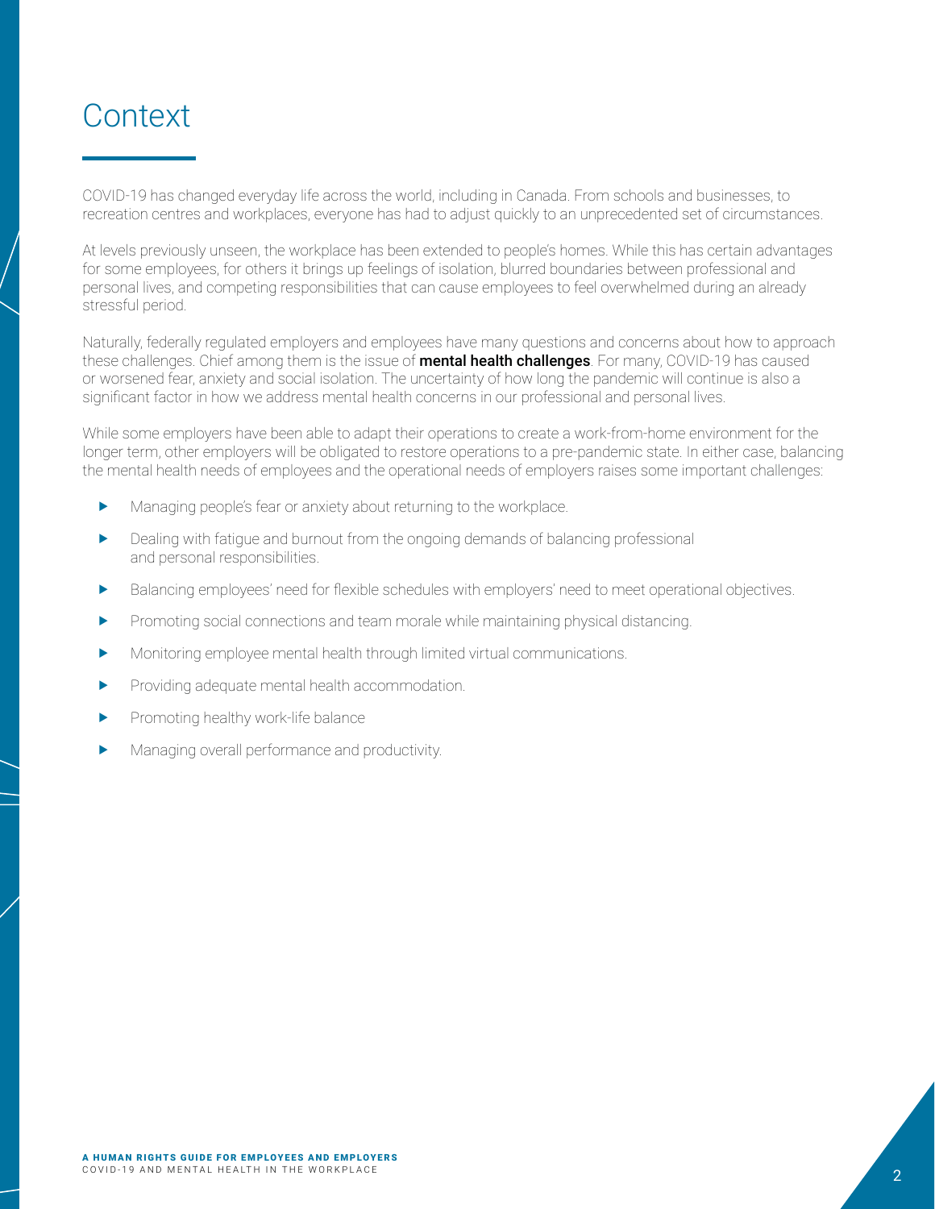# Context

COVID-19 has changed everyday life across the world, including in Canada. From schools and businesses, to recreation centres and workplaces, everyone has had to adjust quickly to an unprecedented set of circumstances.

At levels previously unseen, the workplace has been extended to people's homes. While this has certain advantages for some employees, for others it brings up feelings of isolation, blurred boundaries between professional and personal lives, and competing responsibilities that can cause employees to feel overwhelmed during an already stressful period.

Naturally, federally regulated employers and employees have many questions and concerns about how to approach these challenges. Chief among them is the issue of **mental health challenges**. For many, COVID-19 has caused or worsened fear, anxiety and social isolation. The uncertainty of how long the pandemic will continue is also a significant factor in how we address mental health concerns in our professional and personal lives.

While some employers have been able to adapt their operations to create a work-from-home environment for the longer term, other employers will be obligated to restore operations to a pre-pandemic state. In either case, balancing the mental health needs of employees and the operational needs of employers raises some important challenges:

- Managing people's fear or anxiety about returning to the workplace.
- Dealing with fatigue and burnout from the ongoing demands of balancing professional and personal responsibilities.
- Balancing employees' need for flexible schedules with employers' need to meet operational objectives.
- Promoting social connections and team morale while maintaining physical distancing.
- Monitoring employee mental health through limited virtual communications.
- Providing adequate mental health accommodation.
- Promoting healthy work-life balance
- Managing overall performance and productivity.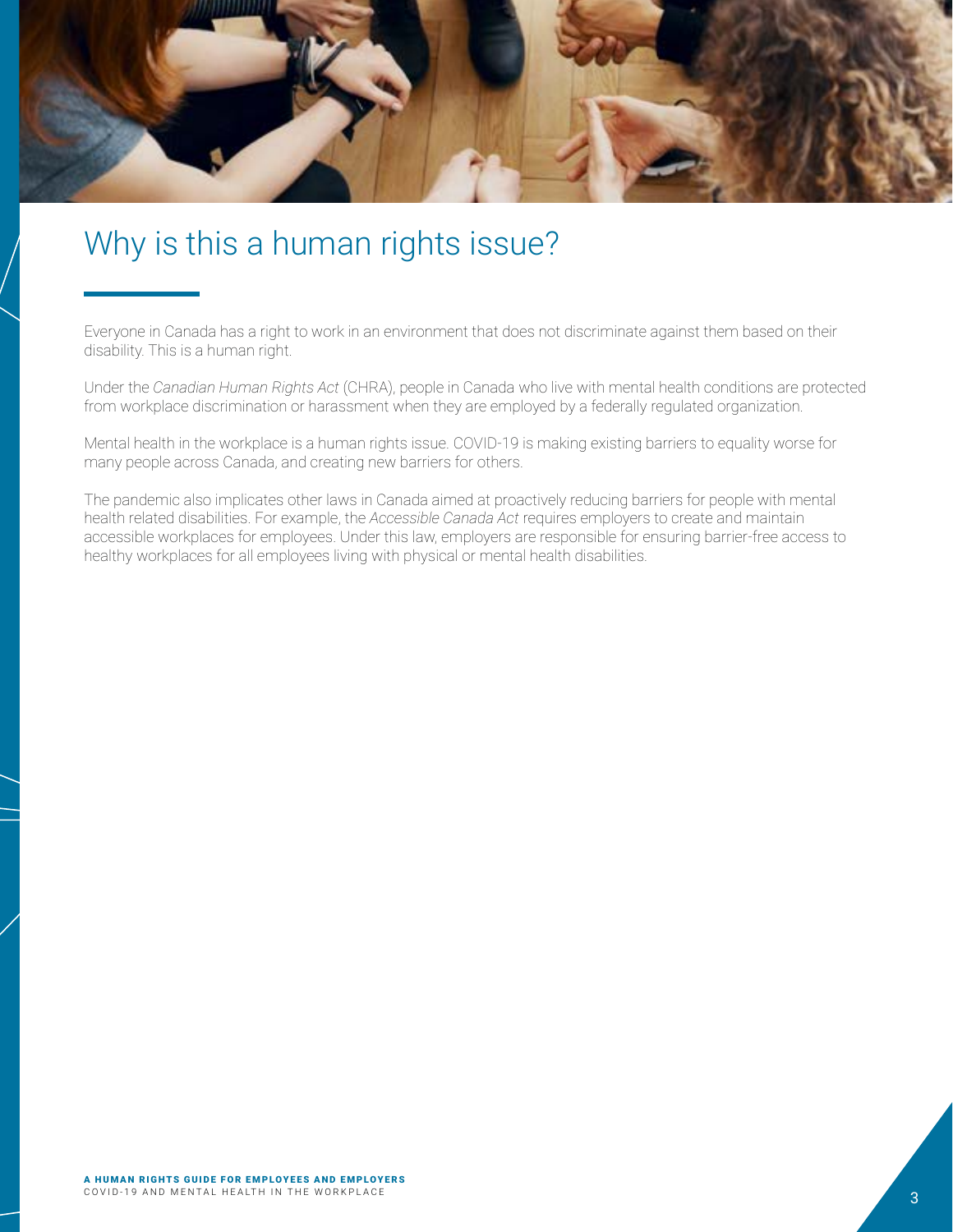# Why is this a human rights issue?

Everyone in Canada has a right to work in an environment that does not discriminate against them based on their disability. This is a human right.

Under the *Canadian Human Rights Act* (CHRA), people in Canada who live with mental health conditions are protected from workplace discrimination or harassment when they are employed by a federally regulated organization.

Mental health in the workplace is a human rights issue. COVID-19 is making existing barriers to equality worse for many people across Canada, and creating new barriers for others.

The pandemic also implicates other laws in Canada aimed at proactively reducing barriers for people with mental health related disabilities. For example, the *Accessible Canada Act* requires employers to create and maintain accessible workplaces for employees. Under this law, employers are responsible for ensuring barrier-free access to healthy workplaces for all employees living with physical or mental health disabilities.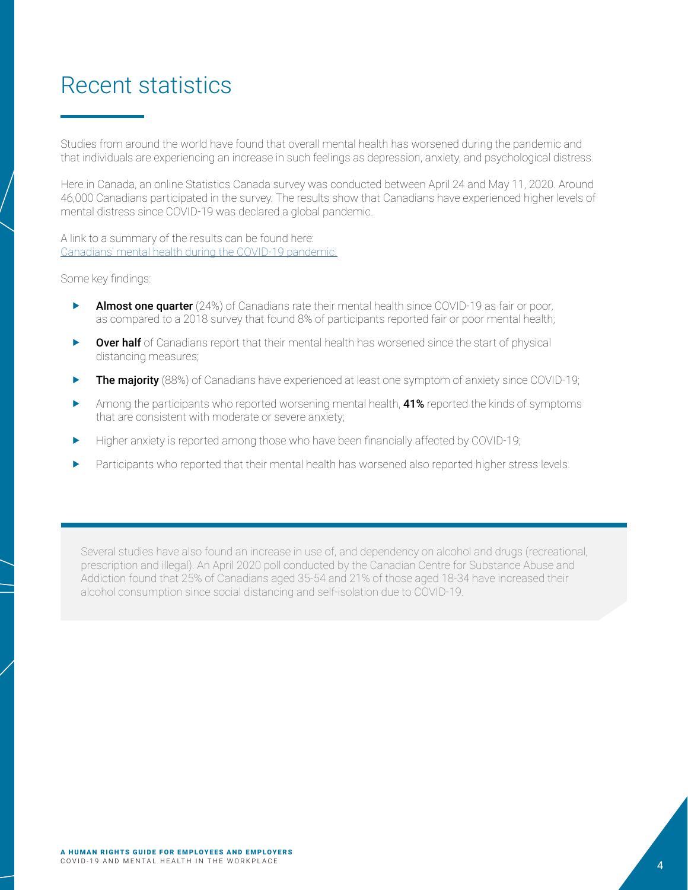# Recent statistics

Studies from around the world have found that overall mental health has worsened during the pandemic and that individuals are experiencing an increase in such feelings as depression, anxiety, and psychological distress.

Here in Canada, an online Statistics Canada survey was conducted between April 24 and May 11, 2020. Around 46,000 Canadians participated in the survey. The results show that Canadians have experienced higher levels of mental distress since COVID-19 was declared a global pandemic.

A link to a summary of the results can be found here:
[Canadians' mental health during the COVID-19 pandemic.]()

Some key findings:

- **Almost one quarter** (24%) of Canadians rate their mental health since COVID-19 as fair or poor, as compared to a 2018 survey that found 8% of participants reported fair or poor mental health;
- **Over half** of Canadians report that their mental health has worsened since the start of physical distancing measures;
- **The majority** (88%) of Canadians have experienced at least one symptom of anxiety since COVID-19;
- Among the participants who reported worsening mental health, **41%** reported the kinds of symptoms that are consistent with moderate or severe anxiety;
- Higher anxiety is reported among those who have been financially affected by COVID-19;
- Participants who reported that their mental health has worsened also reported higher stress levels.

Several studies have also found an increase in use of, and dependency on alcohol and drugs (recreational, prescription and illegal). An April 2020 poll conducted by the Canadian Centre for Substance Abuse and Addiction found that 25% of Canadians aged 35-54 and 21% of those aged 18-34 have increased their alcohol consumption since social distancing and self-isolation due to COVID-19.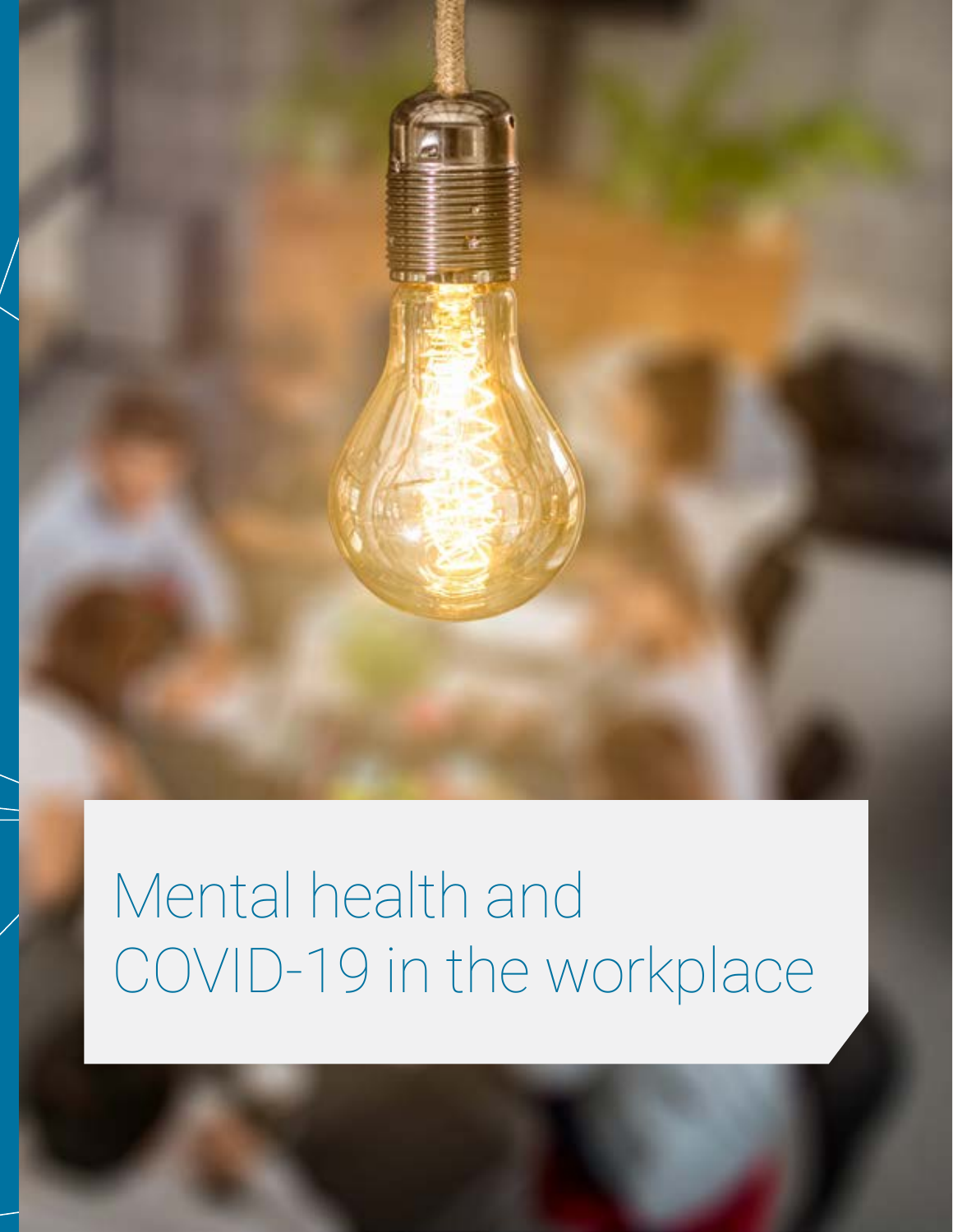# Mental health and COVID-19 in the workplace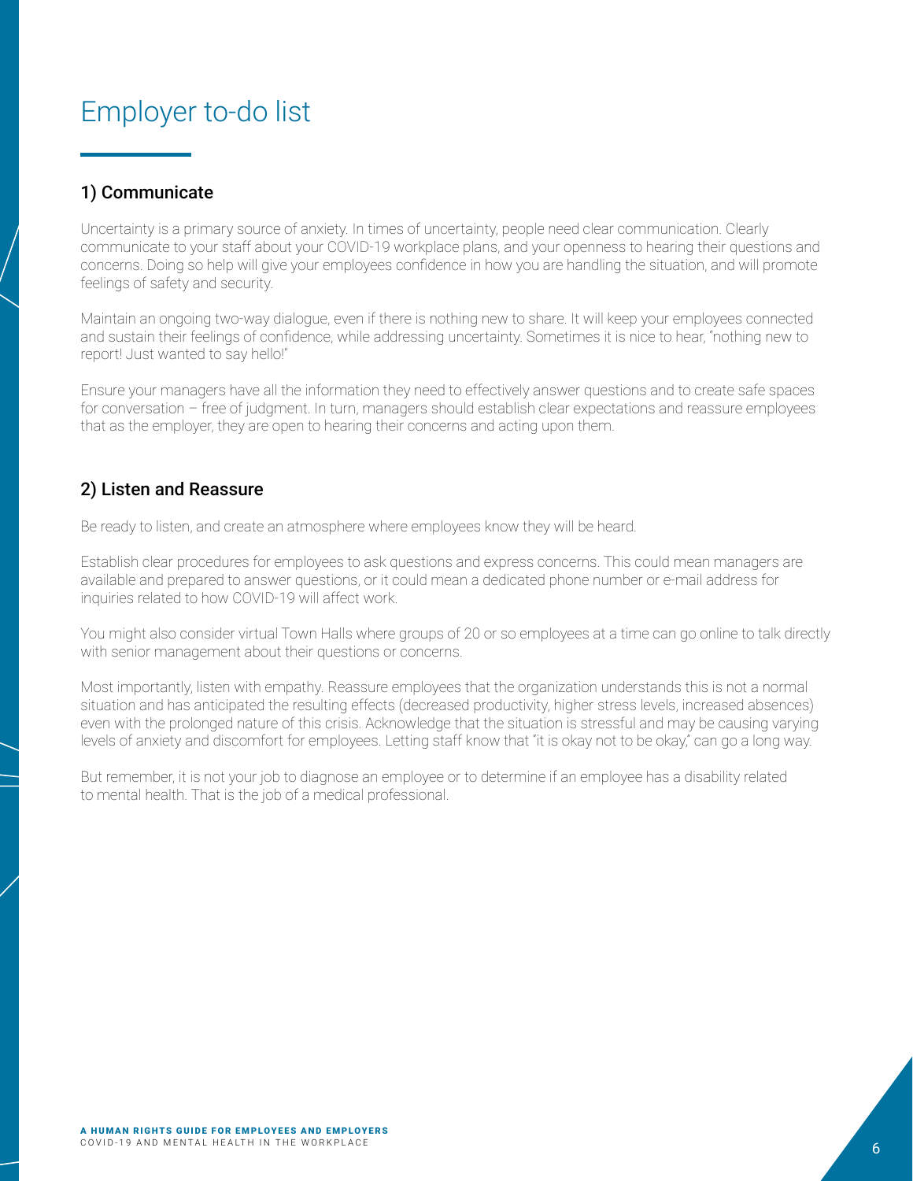# Employer to-do list

## 1) Communicate

Uncertainty is a primary source of anxiety. In times of uncertainty, people need clear communication. Clearly communicate to your staff about your COVID-19 workplace plans, and your openness to hearing their questions and concerns. Doing so help will give your employees confidence in how you are handling the situation, and will promote feelings of safety and security.

Maintain an ongoing two-way dialogue, even if there is nothing new to share. It will keep your employees connected and sustain their feelings of confidence, while addressing uncertainty. Sometimes it is nice to hear, "nothing new to report! Just wanted to say hello!"

Ensure your managers have all the information they need to effectively answer questions and to create safe spaces for conversation – free of judgment. In turn, managers should establish clear expectations and reassure employees that as the employer, they are open to hearing their concerns and acting upon them.

## 2) Listen and Reassure

Be ready to listen, and create an atmosphere where employees know they will be heard.

Establish clear procedures for employees to ask questions and express concerns. This could mean managers are available and prepared to answer questions, or it could mean a dedicated phone number or e-mail address for inquiries related to how COVID-19 will affect work.

You might also consider virtual Town Halls where groups of 20 or so employees at a time can go online to talk directly with senior management about their questions or concerns.

Most importantly, listen with empathy. Reassure employees that the organization understands this is not a normal situation and has anticipated the resulting effects (decreased productivity, higher stress levels, increased absences) even with the prolonged nature of this crisis. Acknowledge that the situation is stressful and may be causing varying levels of anxiety and discomfort for employees. Letting staff know that "it is okay not to be okay," can go a long way.

But remember, it is not your job to diagnose an employee or to determine if an employee has a disability related to mental health. That is the job of a medical professional.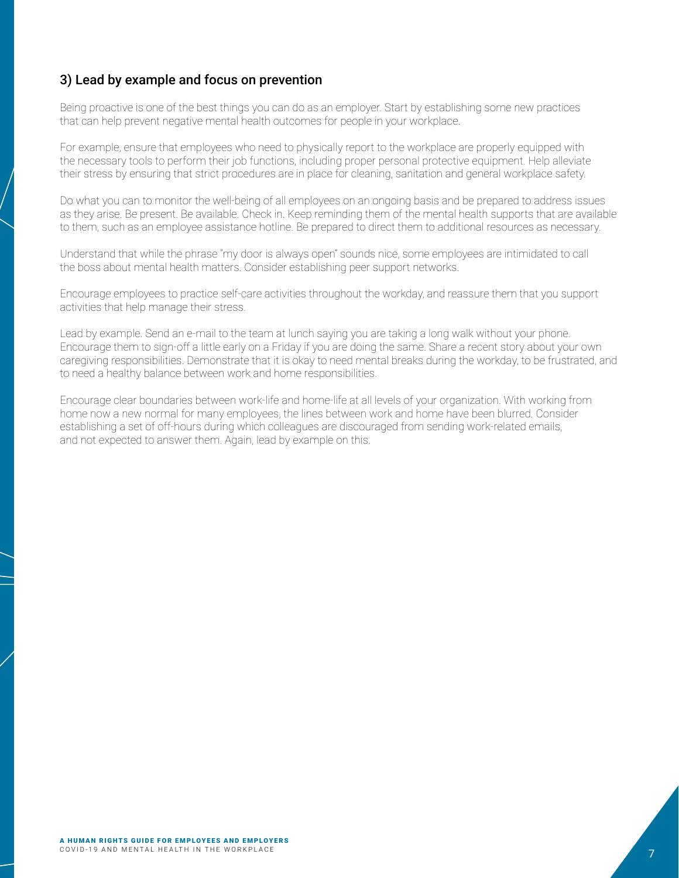### 3) Lead by example and focus on prevention

Being proactive is one of the best things you can do as an employer. Start by establishing some new practices that can help prevent negative mental health outcomes for people in your workplace.

For example, ensure that employees who need to physically report to the workplace are properly equipped with the necessary tools to perform their job functions, including proper personal protective equipment. Help alleviate their stress by ensuring that strict procedures are in place for cleaning, sanitation and general workplace safety.

Do what you can to monitor the well-being of all employees on an ongoing basis and be prepared to address issues as they arise. Be present. Be available. Check in. Keep reminding them of the mental health supports that are available to them, such as an employee assistance hotline. Be prepared to direct them to additional resources as necessary.

Understand that while the phrase "my door is always open" sounds nice, some employees are intimidated to call the boss about mental health matters. Consider establishing peer support networks.

Encourage employees to practice self-care activities throughout the workday, and reassure them that you support activities that help manage their stress.

Lead by example. Send an e-mail to the team at lunch saying you are taking a long walk without your phone. Encourage them to sign-off a little early on a Friday if you are doing the same. Share a recent story about your own caregiving responsibilities. Demonstrate that it is okay to need mental breaks during the workday, to be frustrated, and to need a healthy balance between work and home responsibilities.

Encourage clear boundaries between work-life and home-life at all levels of your organization. With working from home now a new normal for many employees, the lines between work and home have been blurred. Consider establishing a set of off-hours during which colleagues are discouraged from sending work-related emails, and not expected to answer them. Again, lead by example on this.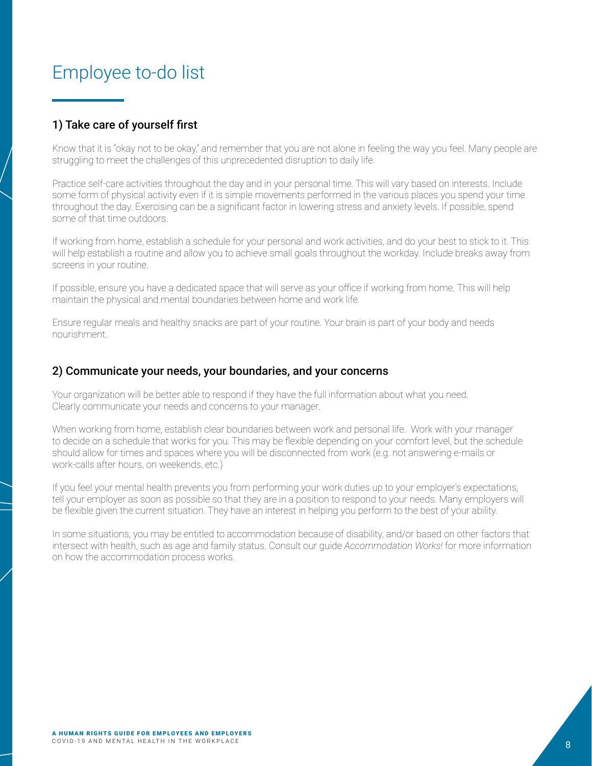# Employee to-do list

## 1) Take care of yourself first

Know that it is "okay not to be okay," and remember that you are not alone in feeling the way you feel. Many people are struggling to meet the challenges of this unprecedented disruption to daily life.

Practice self-care activities throughout the day and in your personal time. This will vary based on interests. Include some form of physical activity even if it is simple movements performed in the various places you spend your time throughout the day. Exercising can be a significant factor in lowering stress and anxiety levels. If possible, spend some of that time outdoors.

If working from home, establish a schedule for your personal and work activities, and do your best to stick to it. This will help establish a routine and allow you to achieve small goals throughout the workday. Include breaks away from screens in your routine.

If possible, ensure you have a dedicated space that will serve as your office if working from home. This will help maintain the physical and mental boundaries between home and work life.

Ensure regular meals and healthy snacks are part of your routine. Your brain is part of your body and needs nourishment.

## 2) Communicate your needs, your boundaries, and your concerns

Your organization will be better able to respond if they have the full information about what you need. Clearly communicate your needs and concerns to your manager.

When working from home, establish clear boundaries between work and personal life. Work with your manager to decide on a schedule that works for you. This may be flexible depending on your comfort level, but the schedule should allow for times and spaces where you will be disconnected from work (e.g. not answering e-mails or work-calls after hours, on weekends, etc.)

If you feel your mental health prevents you from performing your work duties up to your employer's expectations, tell your employer as soon as possible so that they are in a position to respond to your needs. Many employers will be flexible given the current situation. They have an interest in helping you perform to the best of your ability.

In some situations, you may be entitled to accommodation because of disability, and/or based on other factors that intersect with health, such as age and family status. Consult our guide *Accommodation Works!* for more information on how the accommodation process works.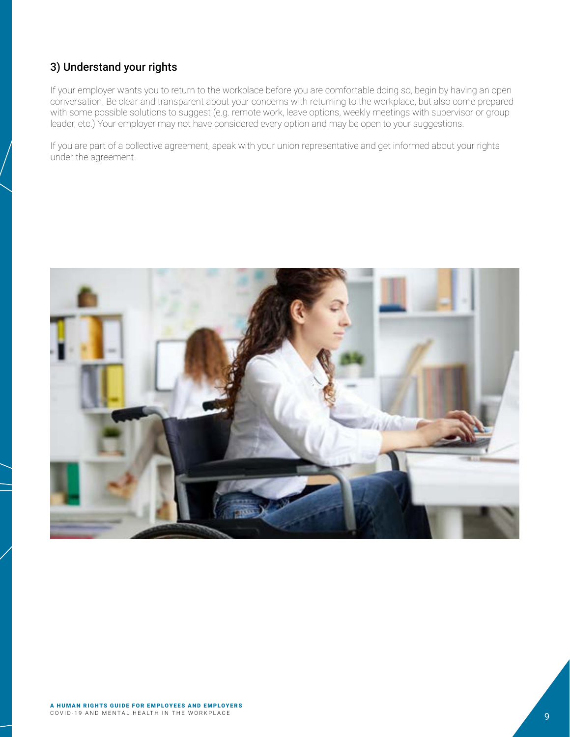### 3) Understand your rights

If your employer wants you to return to the workplace before you are comfortable doing so, begin by having an open conversation. Be clear and transparent about your concerns with returning to the workplace, but also come prepared with some possible solutions to suggest (e.g. remote work, leave options, weekly meetings with supervisor or group leader, etc.) Your employer may not have considered every option and may be open to your suggestions.

If you are part of a collective agreement, speak with your union representative and get informed about your rights under the agreement.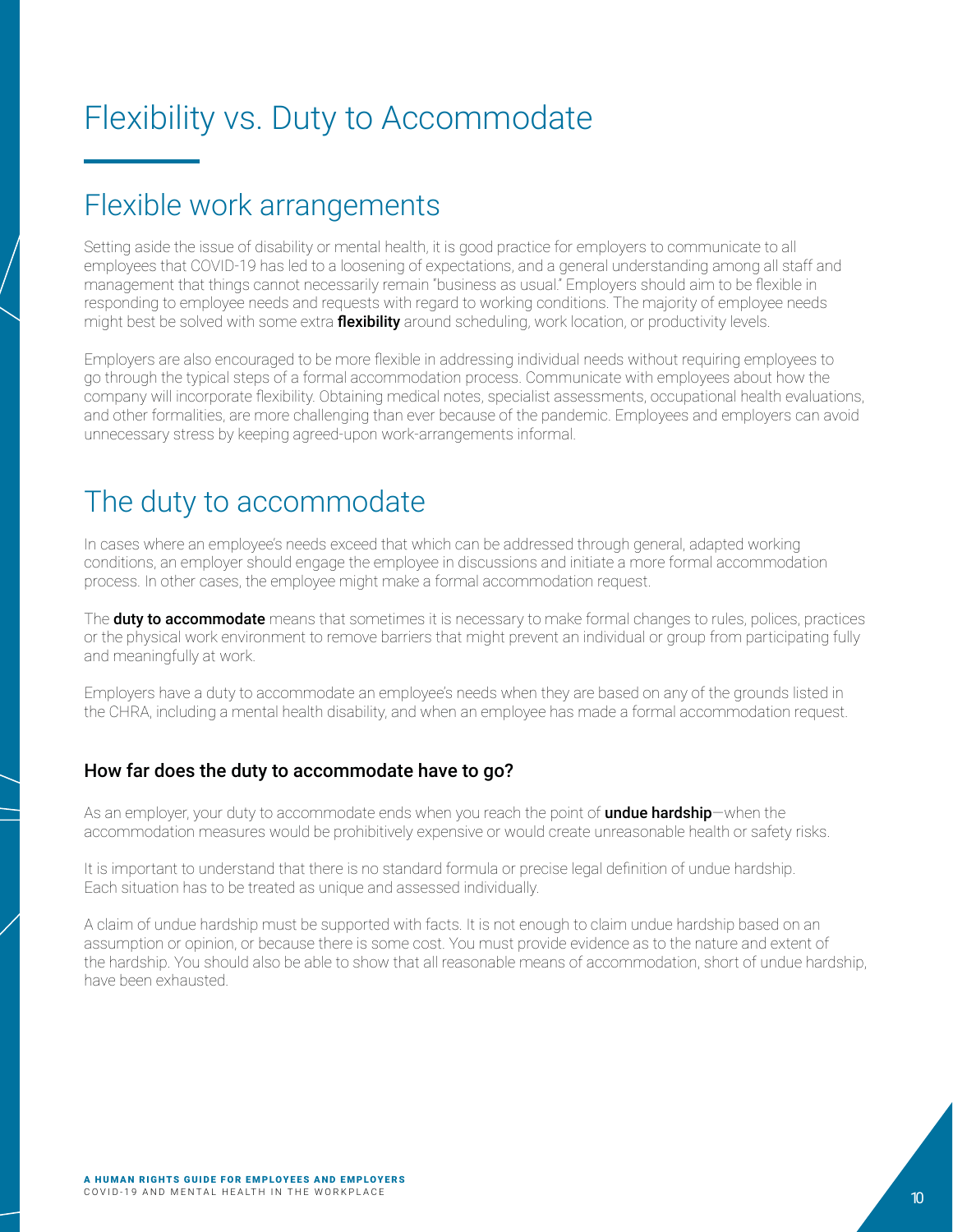# Flexibility vs. Duty to Accommodate

## Flexible work arrangements

Setting aside the issue of disability or mental health, it is good practice for employers to communicate to all employees that COVID-19 has led to a loosening of expectations, and a general understanding among all staff and management that things cannot necessarily remain "business as usual." Employers should aim to be flexible in responding to employee needs and requests with regard to working conditions. The majority of employee needs might best be solved with some extra **flexibility** around scheduling, work location, or productivity levels.

Employers are also encouraged to be more flexible in addressing individual needs without requiring employees to go through the typical steps of a formal accommodation process. Communicate with employees about how the company will incorporate flexibility. Obtaining medical notes, specialist assessments, occupational health evaluations, and other formalities, are more challenging than ever because of the pandemic. Employees and employers can avoid unnecessary stress by keeping agreed-upon work-arrangements informal.

## The duty to accommodate

In cases where an employee's needs exceed that which can be addressed through general, adapted working conditions, an employer should engage the employee in discussions and initiate a more formal accommodation process. In other cases, the employee might make a formal accommodation request.

The **duty to accommodate** means that sometimes it is necessary to make formal changes to rules, polices, practices or the physical work environment to remove barriers that might prevent an individual or group from participating fully and meaningfully at work.

Employers have a duty to accommodate an employee's needs when they are based on any of the grounds listed in the CHRA, including a mental health disability, and when an employee has made a formal accommodation request.

### How far does the duty to accommodate have to go?

As an employer, your duty to accommodate ends when you reach the point of **undue hardship**—when the accommodation measures would be prohibitively expensive or would create unreasonable health or safety risks.

It is important to understand that there is no standard formula or precise legal definition of undue hardship. Each situation has to be treated as unique and assessed individually.

A claim of undue hardship must be supported with facts. It is not enough to claim undue hardship based on an assumption or opinion, or because there is some cost. You must provide evidence as to the nature and extent of the hardship. You should also be able to show that all reasonable means of accommodation, short of undue hardship, have been exhausted.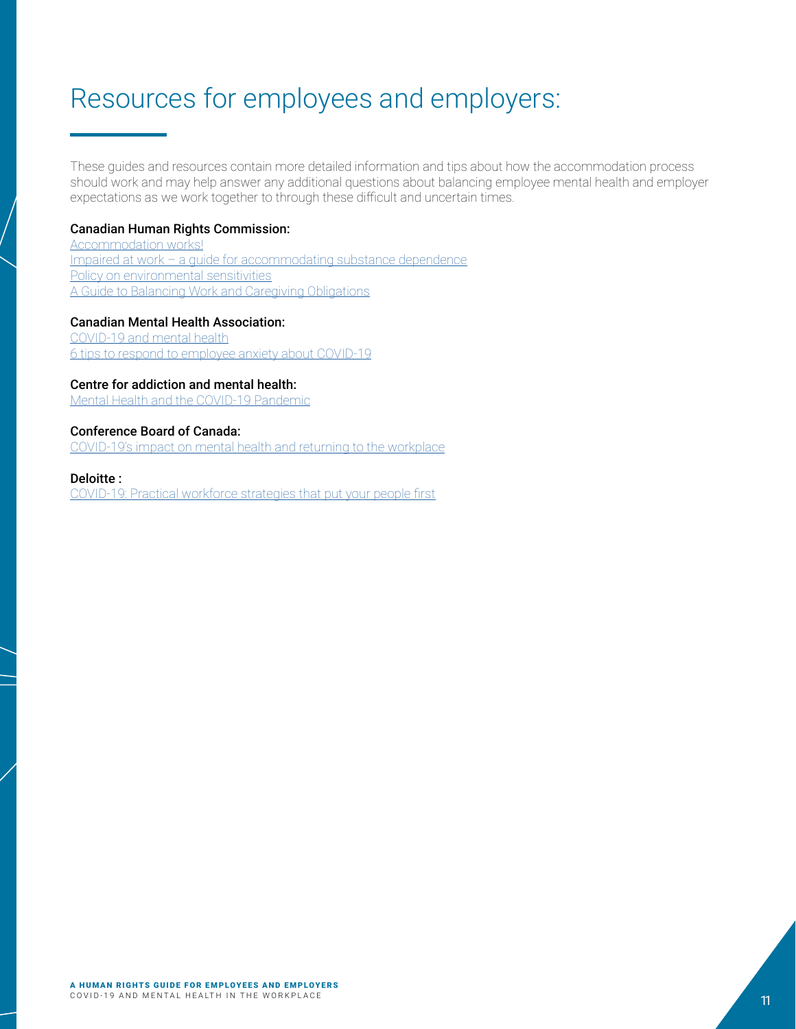# Resources for employees and employers:

These guides and resources contain more detailed information and tips about how the accommodation process should work and may help answer any additional questions about balancing employee mental health and employer expectations as we work together to through these difficult and uncertain times.

**Canadian Human Rights Commission:**

Accommodation works!
Impaired at work – a guide for accommodating substance dependence
Policy on environmental sensitivities
A Guide to Balancing Work and Caregiving Obligations

**Canadian Mental Health Association:**

COVID-19 and mental health
6 tips to respond to employee anxiety about COVID-19

**Centre for addiction and mental health:**

Mental Health and the COVID-19 Pandemic

**Conference Board of Canada:**

COVID-19's impact on mental health and returning to the workplace

**Deloitte :**

COVID-19: Practical workforce strategies that put your people first